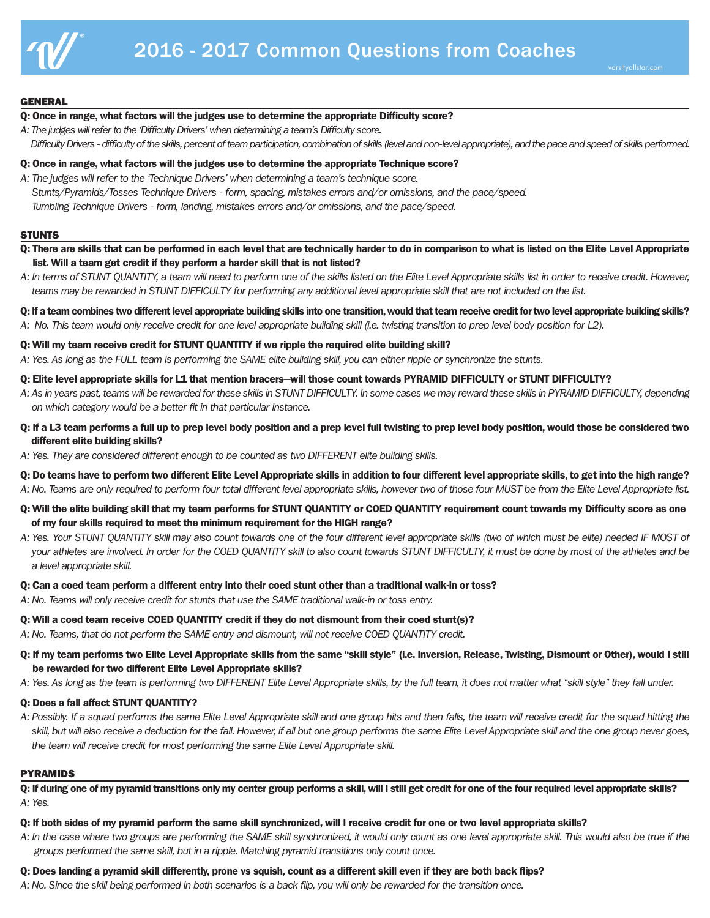# 2016 - 2017 Common Questions from Coaches

## GENERAL

**Q: Once in range, what factors will the judges use to determine the appropriate Difficulty score?**

*A: The judges will refer to the 'Difficulty Drivers' when determining a team's Difficulty score.*
*Difficulty Drivers - difficulty of the skills, percent of team participation, combination of skills (level and non-level appropriate), and the pace and speed of skills performed.*

**Q: Once in range, what factors will the judges use to determine the appropriate Technique score?**

*A: The judges will refer to the 'Technique Drivers' when determining a team's technique score.*
*Stunts/Pyramids/Tosses Technique Drivers - form, spacing, mistakes errors and/or omissions, and the pace/speed.*
*Tumbling Technique Drivers - form, landing, mistakes errors and/or omissions, and the pace/speed.*

## STUNTS

**Q: There are skills that can be performed in each level that are technically harder to do in comparison to what is listed on the Elite Level Appropriate list. Will a team get credit if they perform a harder skill that is not listed?**

*A: In terms of STUNT QUANTITY, a team will need to perform one of the skills listed on the Elite Level Appropriate skills list in order to receive credit. However, teams may be rewarded in STUNT DIFFICULTY for performing any additional level appropriate skill that are not included on the list.*

**Q: If a team combines two different level appropriate building skills into one transition, would that team receive credit for two level appropriate building skills?**

*A: No. This team would only receive credit for one level appropriate building skill (i.e. twisting transition to prep level body position for L2).*

**Q: Will my team receive credit for STUNT QUANTITY if we ripple the required elite building skill?**

*A: Yes. As long as the FULL team is performing the SAME elite building skill, you can either ripple or synchronize the stunts.*

**Q: Elite level appropriate skills for L1 that mention bracers—will those count towards PYRAMID DIFFICULTY or STUNT DIFFICULTY?**

*A: As in years past, teams will be rewarded for these skills in STUNT DIFFICULTY. In some cases we may reward these skills in PYRAMID DIFFICULTY, depending on which category would be a better fit in that particular instance.*

**Q: If a L3 team performs a full up to prep level body position and a prep level full twisting to prep level body position, would those be considered two different elite building skills?**

*A: Yes. They are considered different enough to be counted as two DIFFERENT elite building skills.*

**Q: Do teams have to perform two different Elite Level Appropriate skills in addition to four different level appropriate skills, to get into the high range?**

*A: No. Teams are only required to perform four total different level appropriate skills, however two of those four MUST be from the Elite Level Appropriate list.*

**Q: Will the elite building skill that my team performs for STUNT QUANTITY or COED QUANTITY requirement count towards my Difficulty score as one of my four skills required to meet the minimum requirement for the HIGH range?**

*A: Yes. Your STUNT QUANTITY skill may also count towards one of the four different level appropriate skills (two of which must be elite) needed IF MOST of your athletes are involved. In order for the COED QUANTITY skill to also count towards STUNT DIFFICULTY, it must be done by most of the athletes and be a level appropriate skill.*

**Q: Can a coed team perform a different entry into their coed stunt other than a traditional walk-in or toss?**

*A: No. Teams will only receive credit for stunts that use the SAME traditional walk-in or toss entry.*

**Q: Will a coed team receive COED QUANTITY credit if they do not dismount from their coed stunt(s)?**

*A: No. Teams, that do not perform the SAME entry and dismount, will not receive COED QUANTITY credit.*

**Q: If my team performs two Elite Level Appropriate skills from the same "skill style" (i.e. Inversion, Release, Twisting, Dismount or Other), would I still be rewarded for two different Elite Level Appropriate skills?**

*A: Yes. As long as the team is performing two DIFFERENT Elite Level Appropriate skills, by the full team, it does not matter what "skill style" they fall under.*

**Q: Does a fall affect STUNT QUANTITY?**

*A: Possibly. If a squad performs the same Elite Level Appropriate skill and one group hits and then falls, the team will receive credit for the squad hitting the skill, but will also receive a deduction for the fall. However, if all but one group performs the same Elite Level Appropriate skill and the one group never goes, the team will receive credit for most performing the same Elite Level Appropriate skill.*

## PYRAMIDS

**Q: If during one of my pyramid transitions only my center group performs a skill, will I still get credit for one of the four required level appropriate skills?**

*A: Yes.*

**Q: If both sides of my pyramid perform the same skill synchronized, will I receive credit for one or two level appropriate skills?**

*A: In the case where two groups are performing the SAME skill synchronized, it would only count as one level appropriate skill. This would also be true if the groups performed the same skill, but in a ripple. Matching pyramid transitions only count once.*

**Q: Does landing a pyramid skill differently, prone vs squish, count as a different skill even if they are both back flips?**

*A: No. Since the skill being performed in both scenarios is a back flip, you will only be rewarded for the transition once.*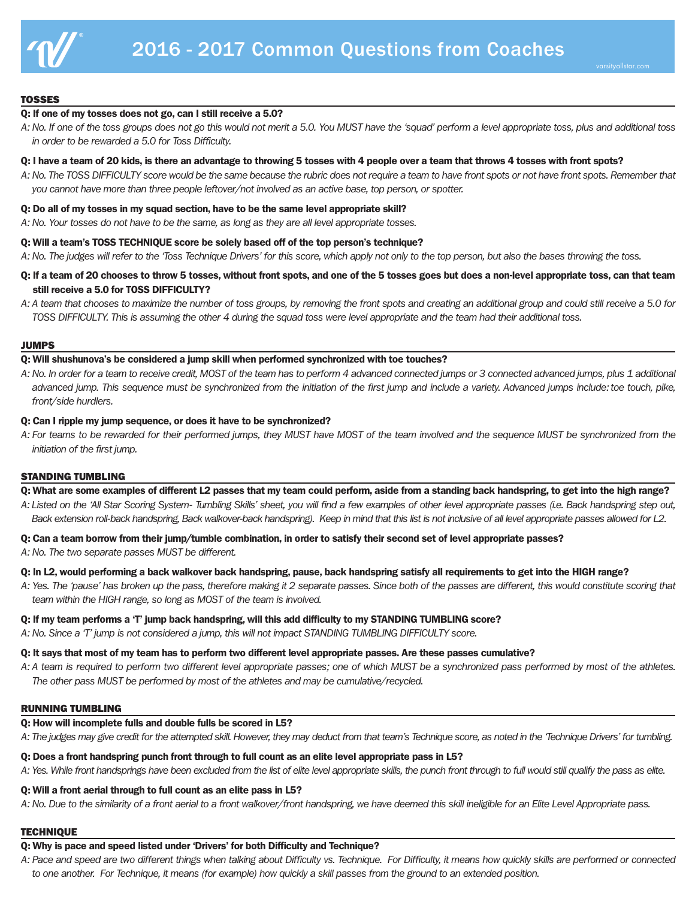# 2016 - 2017 Common Questions from Coaches

## TOSSES

**Q: If one of my tosses does not go, can I still receive a 5.0?**

*A: No. If one of the toss groups does not go this would not merit a 5.0. You MUST have the 'squad' perform a level appropriate toss, plus and additional toss in order to be rewarded a 5.0 for Toss Difficulty.*

**Q: I have a team of 20 kids, is there an advantage to throwing 5 tosses with 4 people over a team that throws 4 tosses with front spots?**

*A: No. The TOSS DIFFICULTY score would be the same because the rubric does not require a team to have front spots or not have front spots. Remember that you cannot have more than three people leftover/not involved as an active base, top person, or spotter.*

**Q: Do all of my tosses in my squad section, have to be the same level appropriate skill?**

*A: No. Your tosses do not have to be the same, as long as they are all level appropriate tosses.*

**Q: Will a team's TOSS TECHNIQUE score be solely based off of the top person's technique?**

*A: No. The judges will refer to the 'Toss Technique Drivers' for this score, which apply not only to the top person, but also the bases throwing the toss.*

**Q: If a team of 20 chooses to throw 5 tosses, without front spots, and one of the 5 tosses goes but does a non-level appropriate toss, can that team still receive a 5.0 for TOSS DIFFICULTY?**

*A: A team that chooses to maximize the number of toss groups, by removing the front spots and creating an additional group and could still receive a 5.0 for TOSS DIFFICULTY. This is assuming the other 4 during the squad toss were level appropriate and the team had their additional toss.*

## JUMPS

**Q: Will shushunova's be considered a jump skill when performed synchronized with toe touches?**

*A: No. In order for a team to receive credit, MOST of the team has to perform 4 advanced connected jumps or 3 connected advanced jumps, plus 1 additional advanced jump. This sequence must be synchronized from the initiation of the first jump and include a variety. Advanced jumps include: toe touch, pike, front/side hurdlers.*

**Q: Can I ripple my jump sequence, or does it have to be synchronized?**

*A: For teams to be rewarded for their performed jumps, they MUST have MOST of the team involved and the sequence MUST be synchronized from the initiation of the first jump.*

## STANDING TUMBLING

**Q: What are some examples of different L2 passes that my team could perform, aside from a standing back handspring, to get into the high range?**

*A: Listed on the 'All Star Scoring System- Tumbling Skills' sheet, you will find a few examples of other level appropriate passes (i.e. Back handspring step out, Back extension roll-back handspring, Back walkover-back handspring). Keep in mind that this list is not inclusive of all level appropriate passes allowed for L2.*

**Q: Can a team borrow from their jump/tumble combination, in order to satisfy their second set of level appropriate passes?**

*A: No. The two separate passes MUST be different.*

**Q: In L2, would performing a back walkover back handspring, pause, back handspring satisfy all requirements to get into the HIGH range?**

*A: Yes. The 'pause' has broken up the pass, therefore making it 2 separate passes. Since both of the passes are different, this would constitute scoring that team within the HIGH range, so long as MOST of the team is involved.*

**Q: If my team performs a 'T' jump back handspring, will this add difficulty to my STANDING TUMBLING score?**

*A: No. Since a 'T' jump is not considered a jump, this will not impact STANDING TUMBLING DIFFICULTY score.*

**Q: It says that most of my team has to perform two different level appropriate passes. Are these passes cumulative?**

*A: A team is required to perform two different level appropriate passes; one of which MUST be a synchronized pass performed by most of the athletes. The other pass MUST be performed by most of the athletes and may be cumulative/recycled.*

## RUNNING TUMBLING

**Q: How will incomplete fulls and double fulls be scored in L5?**

*A: The judges may give credit for the attempted skill. However, they may deduct from that team's Technique score, as noted in the 'Technique Drivers' for tumbling.*

**Q: Does a front handspring punch front through to full count as an elite level appropriate pass in L5?**

*A: Yes. While front handsprings have been excluded from the list of elite level appropriate skills, the punch front through to full would still qualify the pass as elite.*

**Q: Will a front aerial through to full count as an elite pass in L5?**

*A: No. Due to the similarity of a front aerial to a front walkover/front handspring, we have deemed this skill ineligible for an Elite Level Appropriate pass.*

## TECHNIQUE

**Q: Why is pace and speed listed under 'Drivers' for both Difficulty and Technique?**

*A: Pace and speed are two different things when talking about Difficulty vs. Technique. For Difficulty, it means how quickly skills are performed or connected to one another. For Technique, it means (for example) how quickly a skill passes from the ground to an extended position.*